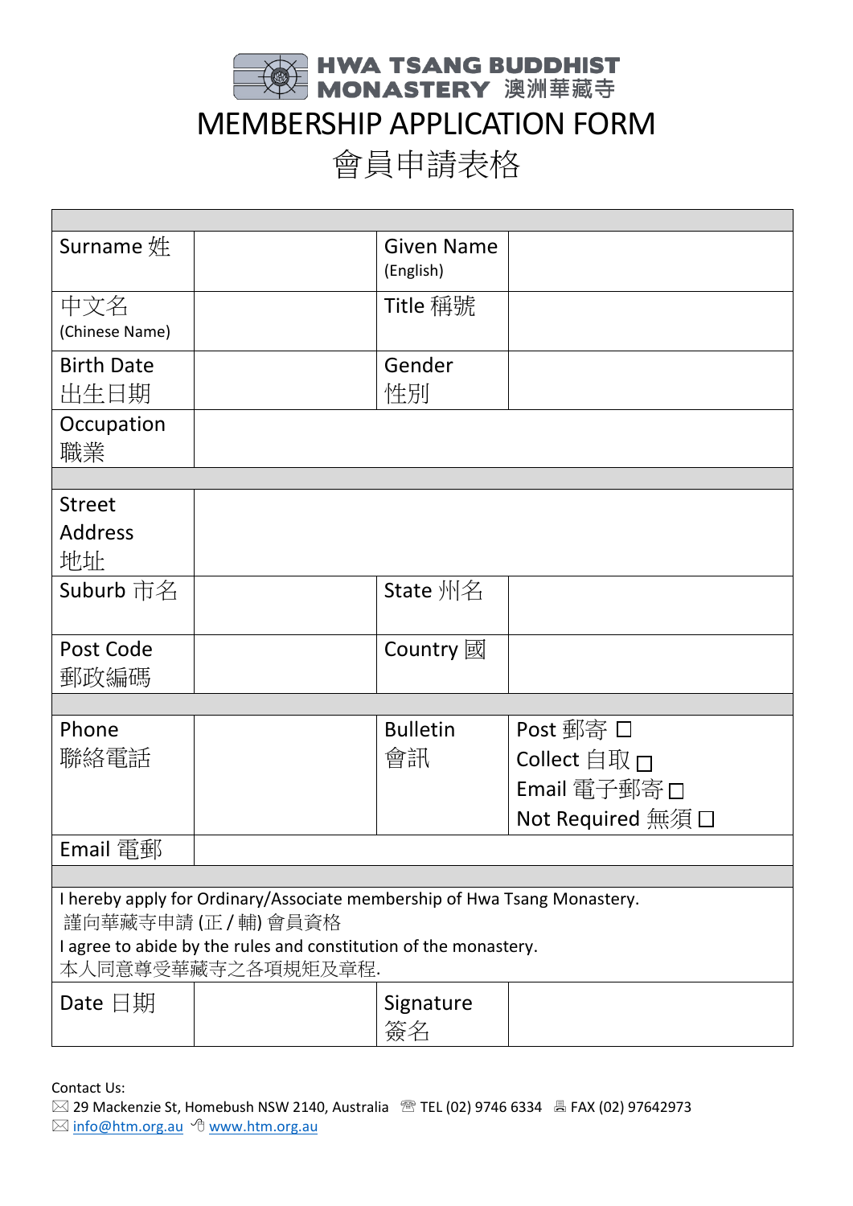# HWA TSANG BUDDHIST MONASTERY 澳洲華藏寺

# MEMBERSHIP APPLICATION FORM

# 會員申請表格

| | | | |
|---|---|---|---|
| Surname 姓 | | Given Name (English) | |
| 中文名 (Chinese Name) | | Title 稱號 | |
| Birth Date 出生日期 | | Gender 性別 | |
| Occupation 職業 | | | |
| | | | |
| Street Address 地址 | | | |
| Suburb 市名 | | State 州名 | |
| Post Code 郵政編碼 | | Country 國 | |
| | | | |
| Phone 聯絡電話 | | Bulletin 會訊 | Post 郵寄 ☐<br>Collect 自取 ☐<br>Email 電子郵寄 ☐<br>Not Required 無須 ☐ |
| Email 電郵 | | | |
| | | | |
| I hereby apply for Ordinary/Associate membership of Hwa Tsang Monastery.<br>謹向華藏寺申請 (正 / 輔) 會員資格<br>I agree to abide by the rules and constitution of the monastery.<br>本人同意尊受華藏寺之各項規矩及章程. | | | |
| Date 日期 | | Signature 簽名 | |

Contact Us:
✉ 29 Mackenzie St, Homebush NSW 2140, Australia ☎ TEL (02) 9746 6334 🖷 FAX (02) 97642973
✉ info@htm.org.au www.htm.org.au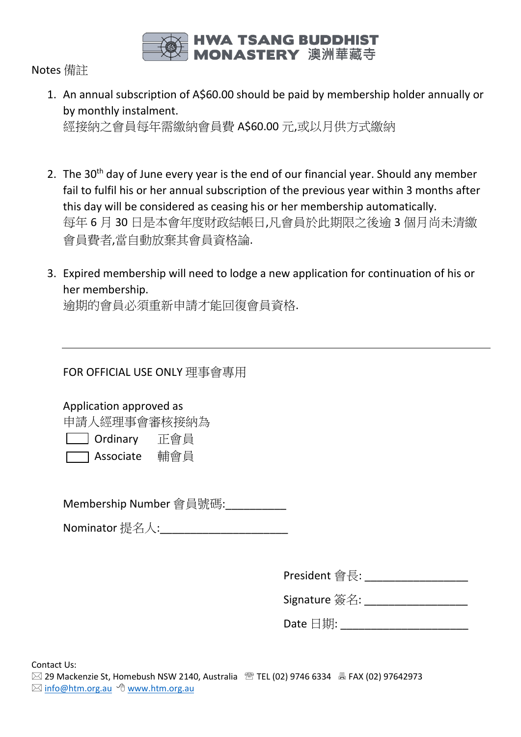# HWA TSANG BUDDHIST MONASTERY 澳洲華藏寺

Notes 備註

1. An annual subscription of A$60.00 should be paid by membership holder annually or by monthly instalment.
   經接納之會員每年需繳納會員費 A$60.00 元,或以月供方式繳納

2. The 30th day of June every year is the end of our financial year. Should any member fail to fulfil his or her annual subscription of the previous year within 3 months after this day will be considered as ceasing his or her membership automatically.
   每年 6 月 30 日是本會年度財政結帳日,凡會員於此期限之後逾 3 個月尚未清繳會員費者,當自動放棄其會員資格論.

3. Expired membership will need to lodge a new application for continuation of his or her membership.
   逾期的會員必須重新申請才能回復會員資格.

---

FOR OFFICIAL USE ONLY 理事會專用

Application approved as
申請人經理事會審核接納為

- [ ] Ordinary 正會員
- [ ] Associate 輔會員

Membership Number 會員號碼:__________

Nominator 提名人:____________________

President 會長: ________________

Signature 簽名: ________________

Date 日期: ____________________

Contact Us:
29 Mackenzie St, Homebush NSW 2140, Australia TEL (02) 9746 6334 FAX (02) 97642973
info@htm.org.au www.htm.org.au